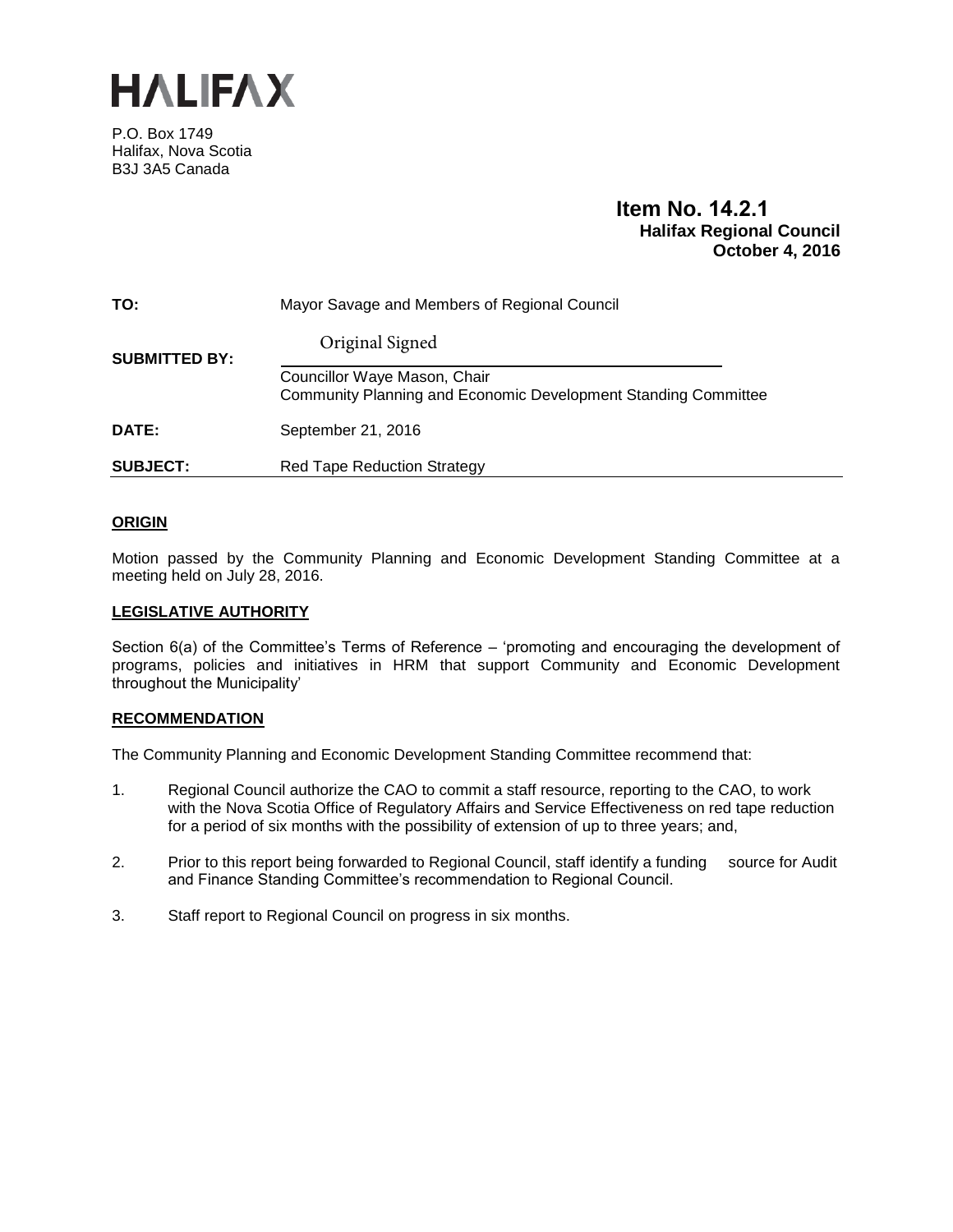# HALIFAX

P.O. Box 1749
Halifax, Nova Scotia
B3J 3A5 Canada

**Item No. 14.2.1**
**Halifax Regional Council**
**October 4, 2016**

**TO:** Mayor Savage and Members of Regional Council

**SUBMITTED BY:** Original Signed

Councillor Waye Mason, Chair
Community Planning and Economic Development Standing Committee

**DATE:** September 21, 2016

**SUBJECT:** Red Tape Reduction Strategy

## ORIGIN

Motion passed by the Community Planning and Economic Development Standing Committee at a meeting held on July 28, 2016.

## LEGISLATIVE AUTHORITY

Section 6(a) of the Committee's Terms of Reference – 'promoting and encouraging the development of programs, policies and initiatives in HRM that support Community and Economic Development throughout the Municipality'

## RECOMMENDATION

The Community Planning and Economic Development Standing Committee recommend that:

1. Regional Council authorize the CAO to commit a staff resource, reporting to the CAO, to work with the Nova Scotia Office of Regulatory Affairs and Service Effectiveness on red tape reduction for a period of six months with the possibility of extension of up to three years; and,
2. Prior to this report being forwarded to Regional Council, staff identify a funding source for Audit and Finance Standing Committee's recommendation to Regional Council.
3. Staff report to Regional Council on progress in six months.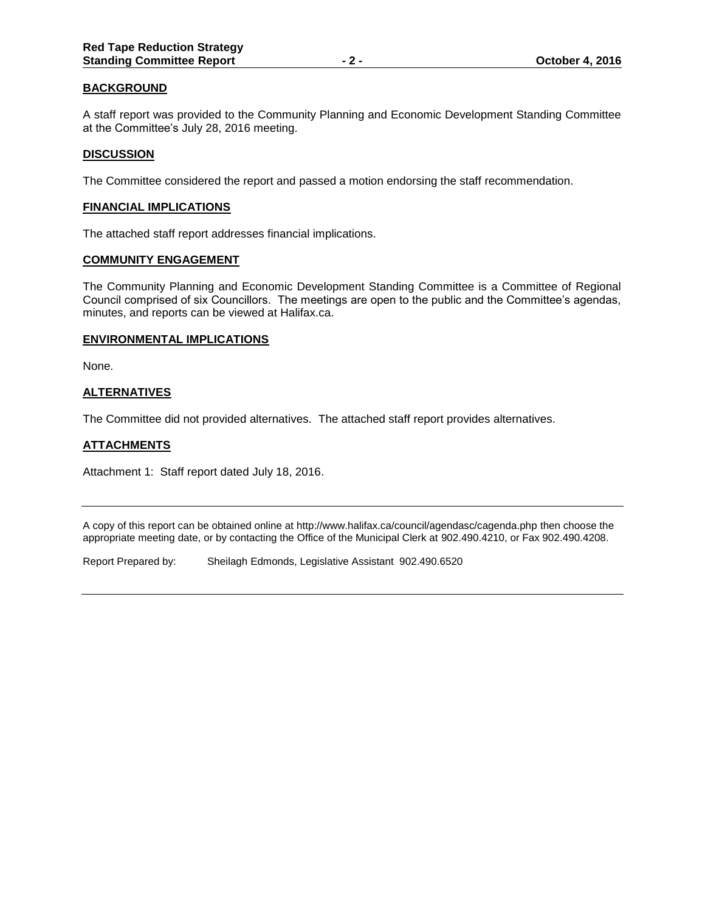## BACKGROUND

A staff report was provided to the Community Planning and Economic Development Standing Committee at the Committee's July 28, 2016 meeting.

## DISCUSSION

The Committee considered the report and passed a motion endorsing the staff recommendation.

## FINANCIAL IMPLICATIONS

The attached staff report addresses financial implications.

## COMMUNITY ENGAGEMENT

The Community Planning and Economic Development Standing Committee is a Committee of Regional Council comprised of six Councillors. The meetings are open to the public and the Committee's agendas, minutes, and reports can be viewed at Halifax.ca.

## ENVIRONMENTAL IMPLICATIONS

None.

## ALTERNATIVES

The Committee did not provided alternatives. The attached staff report provides alternatives.

## ATTACHMENTS

Attachment 1: Staff report dated July 18, 2016.

---

A copy of this report can be obtained online at http://www.halifax.ca/council/agendasc/cagenda.php then choose the appropriate meeting date, or by contacting the Office of the Municipal Clerk at 902.490.4210, or Fax 902.490.4208.

Report Prepared by: Sheilagh Edmonds, Legislative Assistant 902.490.6520

---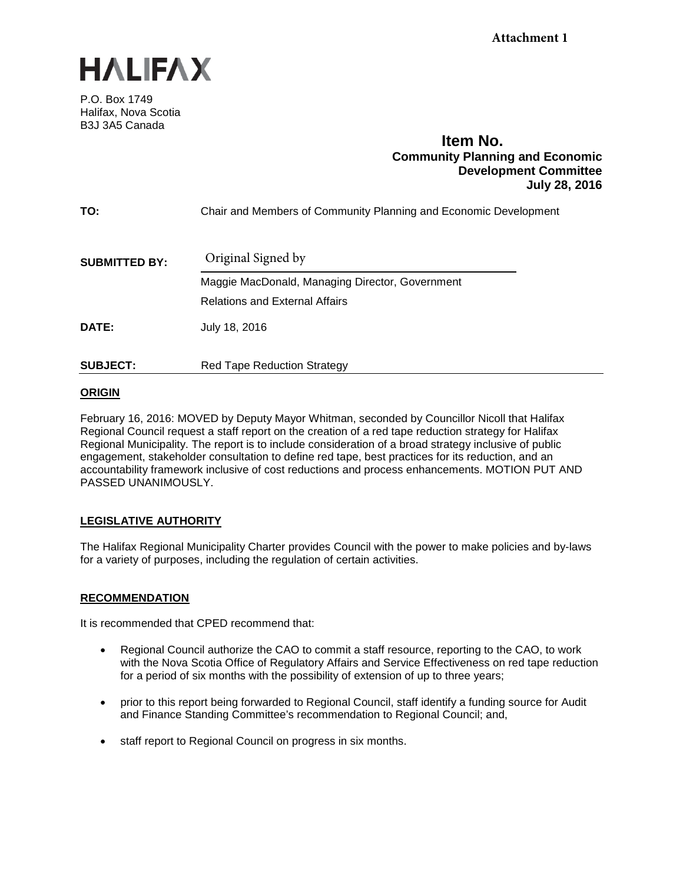Attachment 1

HALIFAX

P.O. Box 1749
Halifax, Nova Scotia
B3J 3A5 Canada

**Item No.**
**Community Planning and Economic Development Committee**
**July 28, 2016**

**TO:** Chair and Members of Community Planning and Economic Development

**SUBMITTED BY:** Original Signed by

Maggie MacDonald, Managing Director, Government Relations and External Affairs

**DATE:** July 18, 2016

**SUBJECT:** Red Tape Reduction Strategy

## ORIGIN

February 16, 2016: MOVED by Deputy Mayor Whitman, seconded by Councillor Nicoll that Halifax Regional Council request a staff report on the creation of a red tape reduction strategy for Halifax Regional Municipality. The report is to include consideration of a broad strategy inclusive of public engagement, stakeholder consultation to define red tape, best practices for its reduction, and an accountability framework inclusive of cost reductions and process enhancements. MOTION PUT AND PASSED UNANIMOUSLY.

## LEGISLATIVE AUTHORITY

The Halifax Regional Municipality Charter provides Council with the power to make policies and by-laws for a variety of purposes, including the regulation of certain activities.

## RECOMMENDATION

It is recommended that CPED recommend that:

- Regional Council authorize the CAO to commit a staff resource, reporting to the CAO, to work with the Nova Scotia Office of Regulatory Affairs and Service Effectiveness on red tape reduction for a period of six months with the possibility of extension of up to three years;
- prior to this report being forwarded to Regional Council, staff identify a funding source for Audit and Finance Standing Committee's recommendation to Regional Council; and,
- staff report to Regional Council on progress in six months.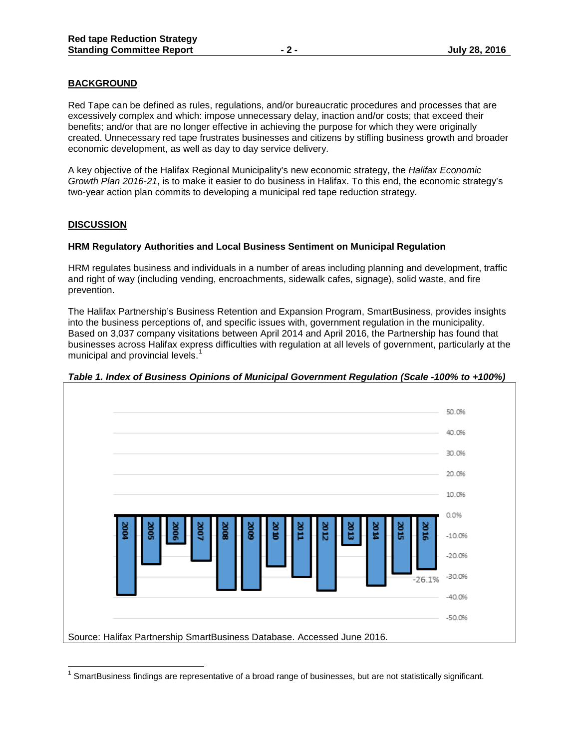## BACKGROUND

Red Tape can be defined as rules, regulations, and/or bureaucratic procedures and processes that are excessively complex and which: impose unnecessary delay, inaction and/or costs; that exceed their benefits; and/or that are no longer effective in achieving the purpose for which they were originally created. Unnecessary red tape frustrates businesses and citizens by stifling business growth and broader economic development, as well as day to day service delivery.

A key objective of the Halifax Regional Municipality's new economic strategy, the *Halifax Economic Growth Plan 2016-21*, is to make it easier to do business in Halifax. To this end, the economic strategy's two-year action plan commits to developing a municipal red tape reduction strategy.

## DISCUSSION

### HRM Regulatory Authorities and Local Business Sentiment on Municipal Regulation

HRM regulates business and individuals in a number of areas including planning and development, traffic and right of way (including vending, encroachments, sidewalk cafes, signage), solid waste, and fire prevention.

The Halifax Partnership's Business Retention and Expansion Program, SmartBusiness, provides insights into the business perceptions of, and specific issues with, government regulation in the municipality. Based on 3,037 company visitations between April 2014 and April 2016, the Partnership has found that businesses across Halifax express difficulties with regulation at all levels of government, particularly at the municipal and provincial levels.[1]

***Table 1. Index of Business Opinions of Municipal Government Regulation (Scale -100% to +100%)***

| Year | 2004 | 2005 | 2006 | 2007 | 2008 | 2009 | 2010 | 2011 | 2012 | 2013 | 2014 | 2015 | 2016 |
|---|---|---|---|---|---|---|---|---|---|---|---|---|---|
| Index | | | | | | | | | | | | | -26.1% |

Source: Halifax Partnership SmartBusiness Database. Accessed June 2016.

[1] SmartBusiness findings are representative of a broad range of businesses, but are not statistically significant.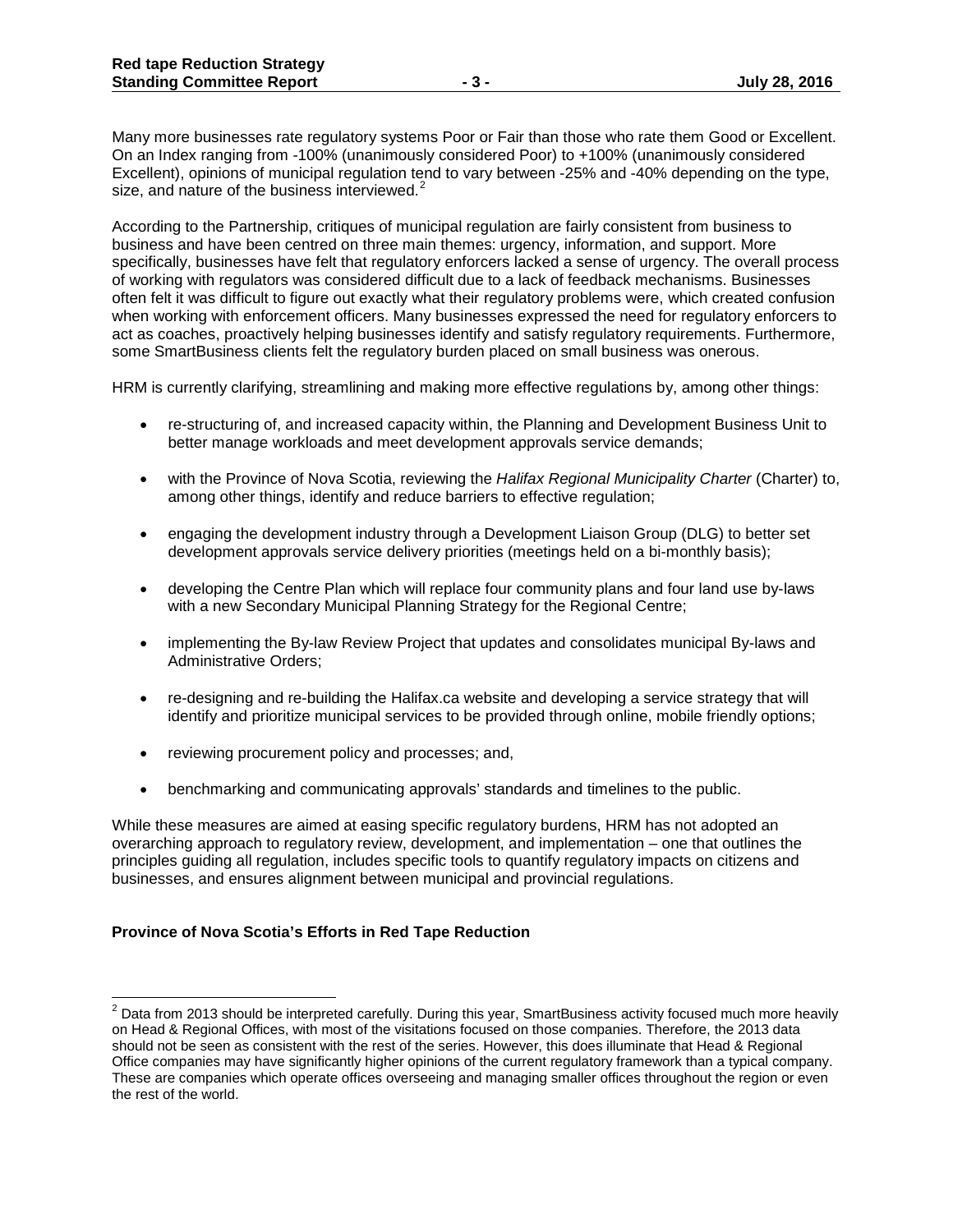Many more businesses rate regulatory systems Poor or Fair than those who rate them Good or Excellent. On an Index ranging from -100% (unanimously considered Poor) to +100% (unanimously considered Excellent), opinions of municipal regulation tend to vary between -25% and -40% depending on the type, size, and nature of the business interviewed.[2]

According to the Partnership, critiques of municipal regulation are fairly consistent from business to business and have been centred on three main themes: urgency, information, and support. More specifically, businesses have felt that regulatory enforcers lacked a sense of urgency. The overall process of working with regulators was considered difficult due to a lack of feedback mechanisms. Businesses often felt it was difficult to figure out exactly what their regulatory problems were, which created confusion when working with enforcement officers. Many businesses expressed the need for regulatory enforcers to act as coaches, proactively helping businesses identify and satisfy regulatory requirements. Furthermore, some SmartBusiness clients felt the regulatory burden placed on small business was onerous.

HRM is currently clarifying, streamlining and making more effective regulations by, among other things:

- re-structuring of, and increased capacity within, the Planning and Development Business Unit to better manage workloads and meet development approvals service demands;
- with the Province of Nova Scotia, reviewing the *Halifax Regional Municipality Charter* (Charter) to, among other things, identify and reduce barriers to effective regulation;
- engaging the development industry through a Development Liaison Group (DLG) to better set development approvals service delivery priorities (meetings held on a bi-monthly basis);
- developing the Centre Plan which will replace four community plans and four land use by-laws with a new Secondary Municipal Planning Strategy for the Regional Centre;
- implementing the By-law Review Project that updates and consolidates municipal By-laws and Administrative Orders;
- re-designing and re-building the Halifax.ca website and developing a service strategy that will identify and prioritize municipal services to be provided through online, mobile friendly options;
- reviewing procurement policy and processes; and,
- benchmarking and communicating approvals' standards and timelines to the public.

While these measures are aimed at easing specific regulatory burdens, HRM has not adopted an overarching approach to regulatory review, development, and implementation – one that outlines the principles guiding all regulation, includes specific tools to quantify regulatory impacts on citizens and businesses, and ensures alignment between municipal and provincial regulations.

**Province of Nova Scotia's Efforts in Red Tape Reduction**

[2] Data from 2013 should be interpreted carefully. During this year, SmartBusiness activity focused much more heavily on Head & Regional Offices, with most of the visitations focused on those companies. Therefore, the 2013 data should not be seen as consistent with the rest of the series. However, this does illuminate that Head & Regional Office companies may have significantly higher opinions of the current regulatory framework than a typical company. These are companies which operate offices overseeing and managing smaller offices throughout the region or even the rest of the world.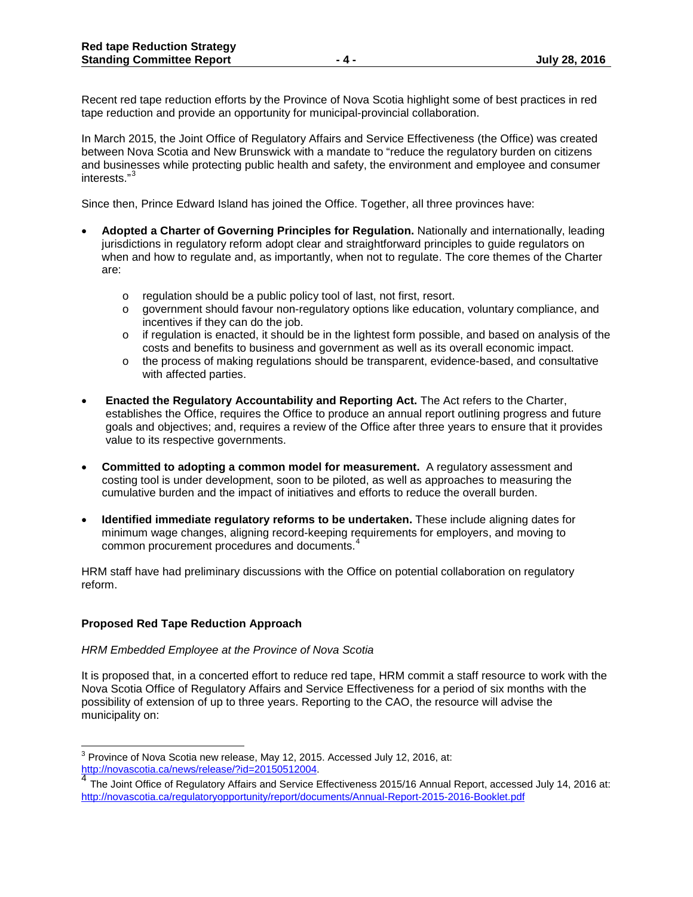Recent red tape reduction efforts by the Province of Nova Scotia highlight some of best practices in red tape reduction and provide an opportunity for municipal-provincial collaboration.

In March 2015, the Joint Office of Regulatory Affairs and Service Effectiveness (the Office) was created between Nova Scotia and New Brunswick with a mandate to "reduce the regulatory burden on citizens and businesses while protecting public health and safety, the environment and employee and consumer interests."[3]

Since then, Prince Edward Island has joined the Office. Together, all three provinces have:

- **Adopted a Charter of Governing Principles for Regulation.** Nationally and internationally, leading jurisdictions in regulatory reform adopt clear and straightforward principles to guide regulators on when and how to regulate and, as importantly, when not to regulate. The core themes of the Charter are:
  - regulation should be a public policy tool of last, not first, resort.
  - government should favour non-regulatory options like education, voluntary compliance, and incentives if they can do the job.
  - if regulation is enacted, it should be in the lightest form possible, and based on analysis of the costs and benefits to business and government as well as its overall economic impact.
  - the process of making regulations should be transparent, evidence-based, and consultative with affected parties.
- **Enacted the Regulatory Accountability and Reporting Act.** The Act refers to the Charter, establishes the Office, requires the Office to produce an annual report outlining progress and future goals and objectives; and, requires a review of the Office after three years to ensure that it provides value to its respective governments.
- **Committed to adopting a common model for measurement.** A regulatory assessment and costing tool is under development, soon to be piloted, as well as approaches to measuring the cumulative burden and the impact of initiatives and efforts to reduce the overall burden.
- **Identified immediate regulatory reforms to be undertaken.** These include aligning dates for minimum wage changes, aligning record-keeping requirements for employers, and moving to common procurement procedures and documents.[4]

HRM staff have had preliminary discussions with the Office on potential collaboration on regulatory reform.

## Proposed Red Tape Reduction Approach

*HRM Embedded Employee at the Province of Nova Scotia*

It is proposed that, in a concerted effort to reduce red tape, HRM commit a staff resource to work with the Nova Scotia Office of Regulatory Affairs and Service Effectiveness for a period of six months with the possibility of extension of up to three years. Reporting to the CAO, the resource will advise the municipality on:

---

[3] Province of Nova Scotia new release, May 12, 2015. Accessed July 12, 2016, at: http://novascotia.ca/news/release/?id=20150512004.

[4] The Joint Office of Regulatory Affairs and Service Effectiveness 2015/16 Annual Report, accessed July 14, 2016 at: http://novascotia.ca/regulatoryopportunity/report/documents/Annual-Report-2015-2016-Booklet.pdf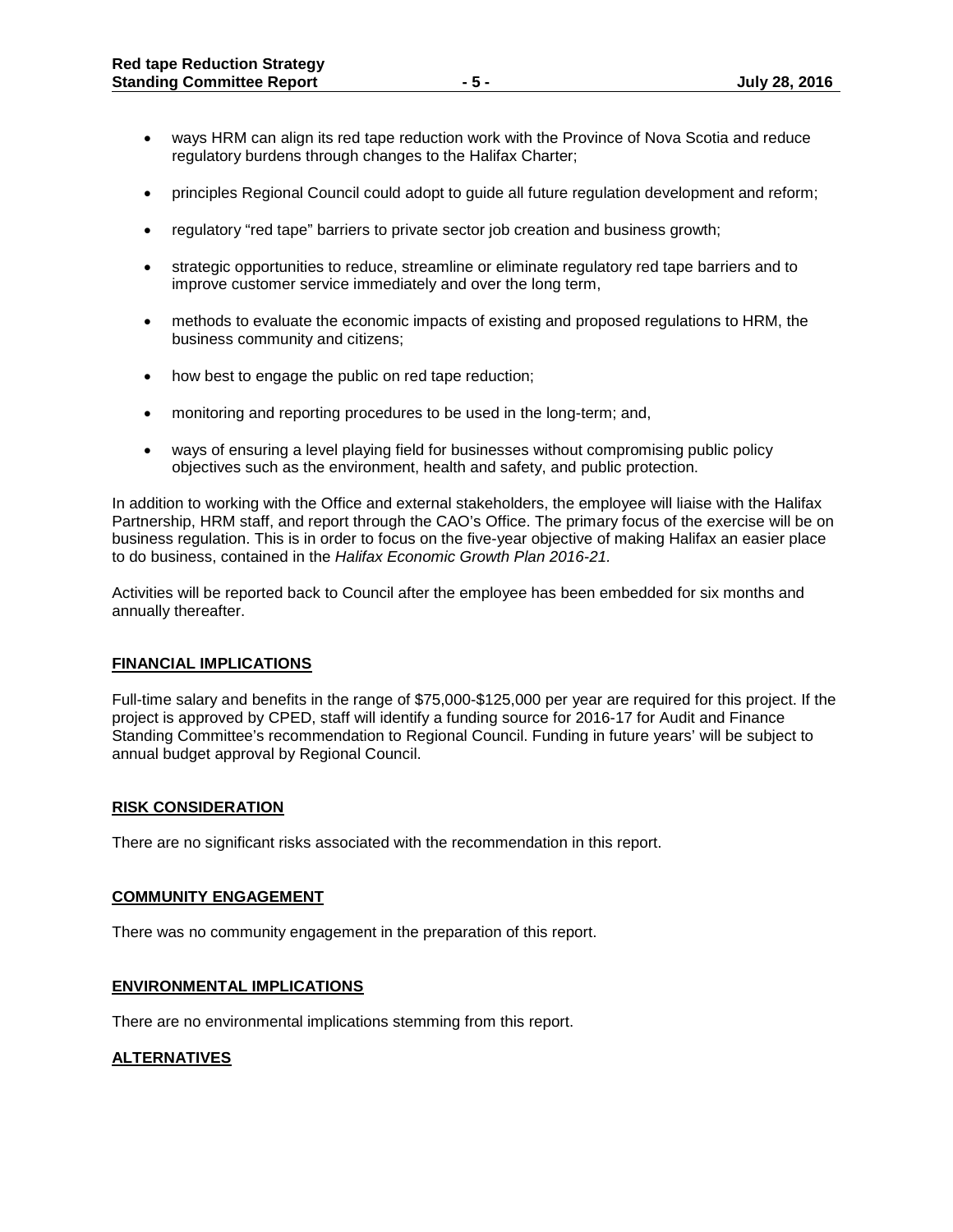- ways HRM can align its red tape reduction work with the Province of Nova Scotia and reduce regulatory burdens through changes to the Halifax Charter;
- principles Regional Council could adopt to guide all future regulation development and reform;
- regulatory "red tape" barriers to private sector job creation and business growth;
- strategic opportunities to reduce, streamline or eliminate regulatory red tape barriers and to improve customer service immediately and over the long term,
- methods to evaluate the economic impacts of existing and proposed regulations to HRM, the business community and citizens;
- how best to engage the public on red tape reduction;
- monitoring and reporting procedures to be used in the long-term; and,
- ways of ensuring a level playing field for businesses without compromising public policy objectives such as the environment, health and safety, and public protection.

In addition to working with the Office and external stakeholders, the employee will liaise with the Halifax Partnership, HRM staff, and report through the CAO's Office. The primary focus of the exercise will be on business regulation. This is in order to focus on the five-year objective of making Halifax an easier place to do business, contained in the *Halifax Economic Growth Plan 2016-21.*

Activities will be reported back to Council after the employee has been embedded for six months and annually thereafter.

## FINANCIAL IMPLICATIONS

Full-time salary and benefits in the range of $75,000-$125,000 per year are required for this project. If the project is approved by CPED, staff will identify a funding source for 2016-17 for Audit and Finance Standing Committee's recommendation to Regional Council. Funding in future years' will be subject to annual budget approval by Regional Council.

## RISK CONSIDERATION

There are no significant risks associated with the recommendation in this report.

## COMMUNITY ENGAGEMENT

There was no community engagement in the preparation of this report.

## ENVIRONMENTAL IMPLICATIONS

There are no environmental implications stemming from this report.

## ALTERNATIVES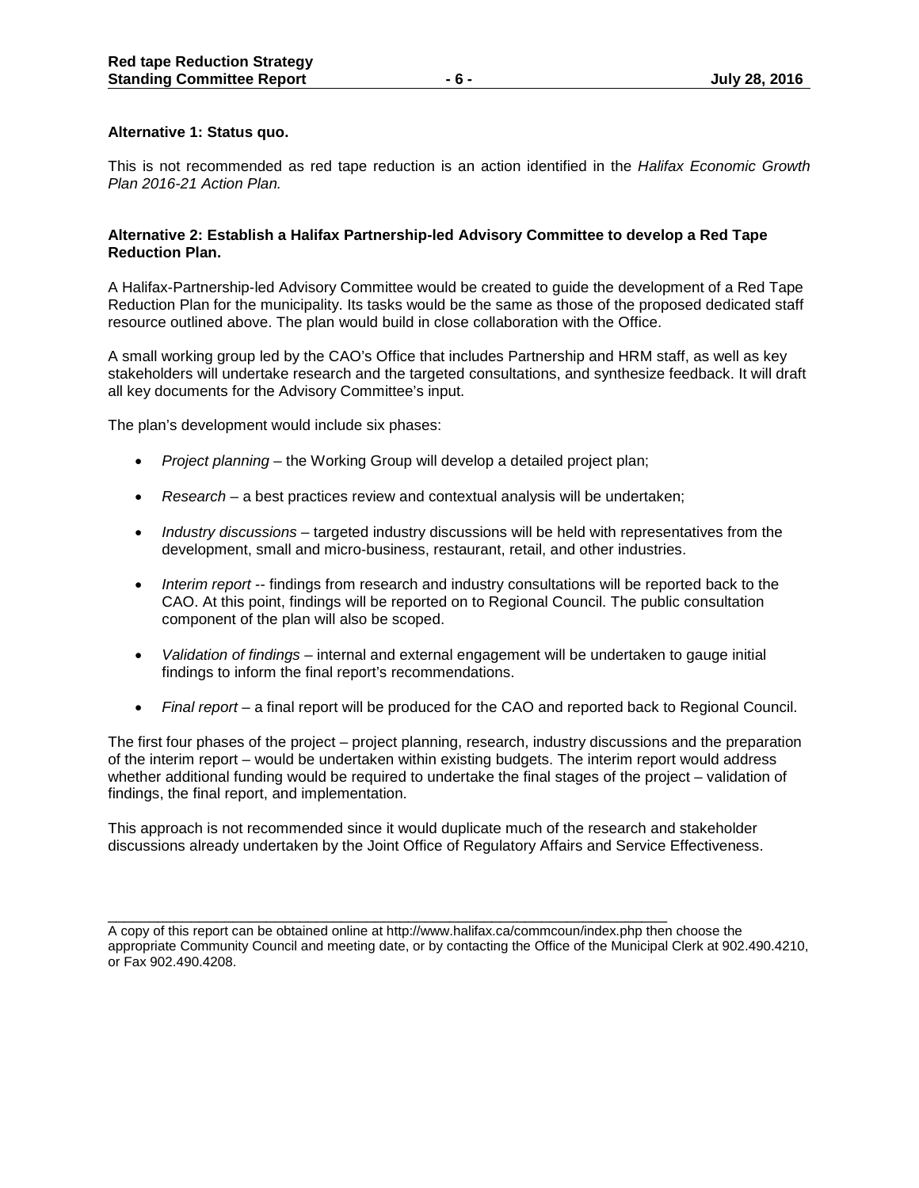**Alternative 1: Status quo.**

This is not recommended as red tape reduction is an action identified in the *Halifax Economic Growth Plan 2016-21 Action Plan.*

**Alternative 2: Establish a Halifax Partnership-led Advisory Committee to develop a Red Tape Reduction Plan.**

A Halifax-Partnership-led Advisory Committee would be created to guide the development of a Red Tape Reduction Plan for the municipality. Its tasks would be the same as those of the proposed dedicated staff resource outlined above. The plan would build in close collaboration with the Office.

A small working group led by the CAO's Office that includes Partnership and HRM staff, as well as key stakeholders will undertake research and the targeted consultations, and synthesize feedback. It will draft all key documents for the Advisory Committee's input.

The plan's development would include six phases:

- *Project planning* – the Working Group will develop a detailed project plan;
- *Research* – a best practices review and contextual analysis will be undertaken;
- *Industry discussions* – targeted industry discussions will be held with representatives from the development, small and micro-business, restaurant, retail, and other industries.
- *Interim report* -- findings from research and industry consultations will be reported back to the CAO. At this point, findings will be reported on to Regional Council. The public consultation component of the plan will also be scoped.
- *Validation of findings* – internal and external engagement will be undertaken to gauge initial findings to inform the final report's recommendations.
- *Final report* – a final report will be produced for the CAO and reported back to Regional Council.

The first four phases of the project – project planning, research, industry discussions and the preparation of the interim report – would be undertaken within existing budgets. The interim report would address whether additional funding would be required to undertake the final stages of the project – validation of findings, the final report, and implementation.

This approach is not recommended since it would duplicate much of the research and stakeholder discussions already undertaken by the Joint Office of Regulatory Affairs and Service Effectiveness.

---

A copy of this report can be obtained online at http://www.halifax.ca/commcoun/index.php then choose the appropriate Community Council and meeting date, or by contacting the Office of the Municipal Clerk at 902.490.4210, or Fax 902.490.4208.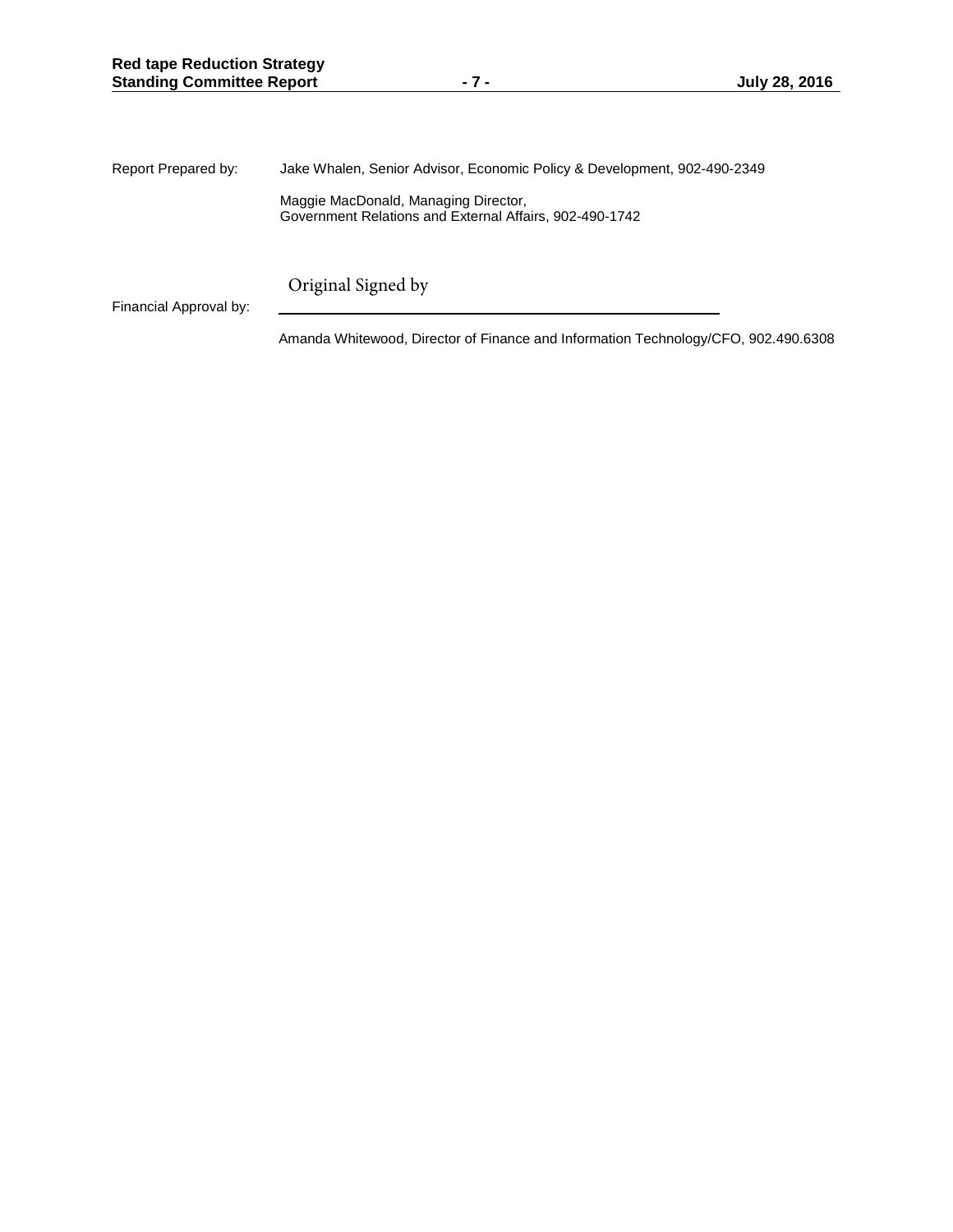Report Prepared by: Jake Whalen, Senior Advisor, Economic Policy & Development, 902-490-2349

Maggie MacDonald, Managing Director,
Government Relations and External Affairs, 902-490-1742

Original Signed by

Financial Approval by: \_\_\_\_\_\_\_\_\_\_\_\_\_\_\_\_\_\_\_\_\_\_\_\_\_\_\_\_\_\_\_\_\_\_\_\_\_\_\_\_\_\_\_\_\_\_\_\_\_\_

Amanda Whitewood, Director of Finance and Information Technology/CFO, 902.490.6308